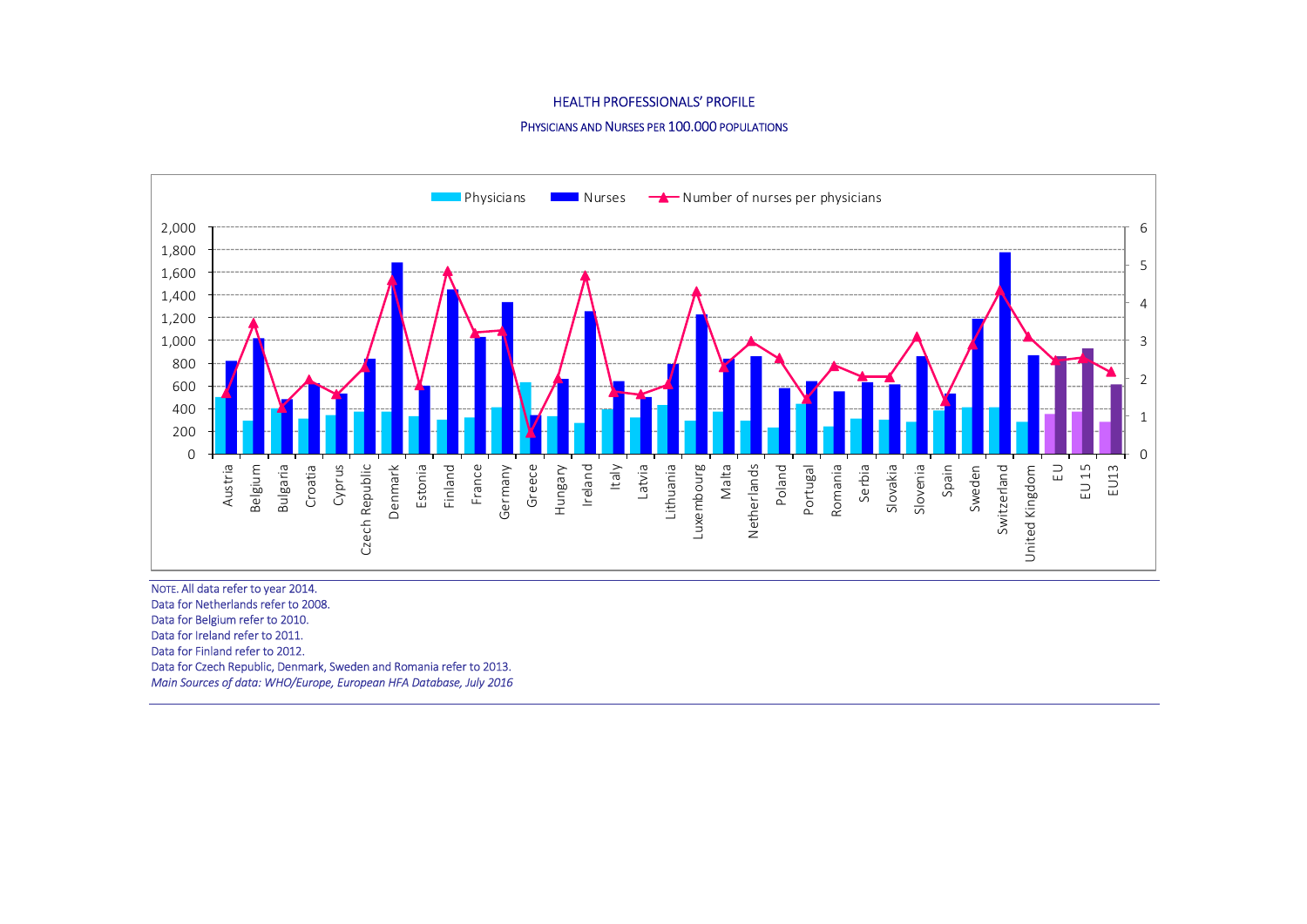## HEALTH PROFESSIONALS' PROFILE

### PHYSICIANS AND NURSES PER 100.000 POPULATIONS

NOTE. All data refer to year 2014.
Data for Netherlands refer to 2008.
Data for Belgium refer to 2010.
Data for Ireland refer to 2011.
Data for Finland refer to 2012.
Data for Czech Republic, Denmark, Sweden and Romania refer to 2013.
*Main Sources of data: WHO/Europe, European HFA Database, July 2016*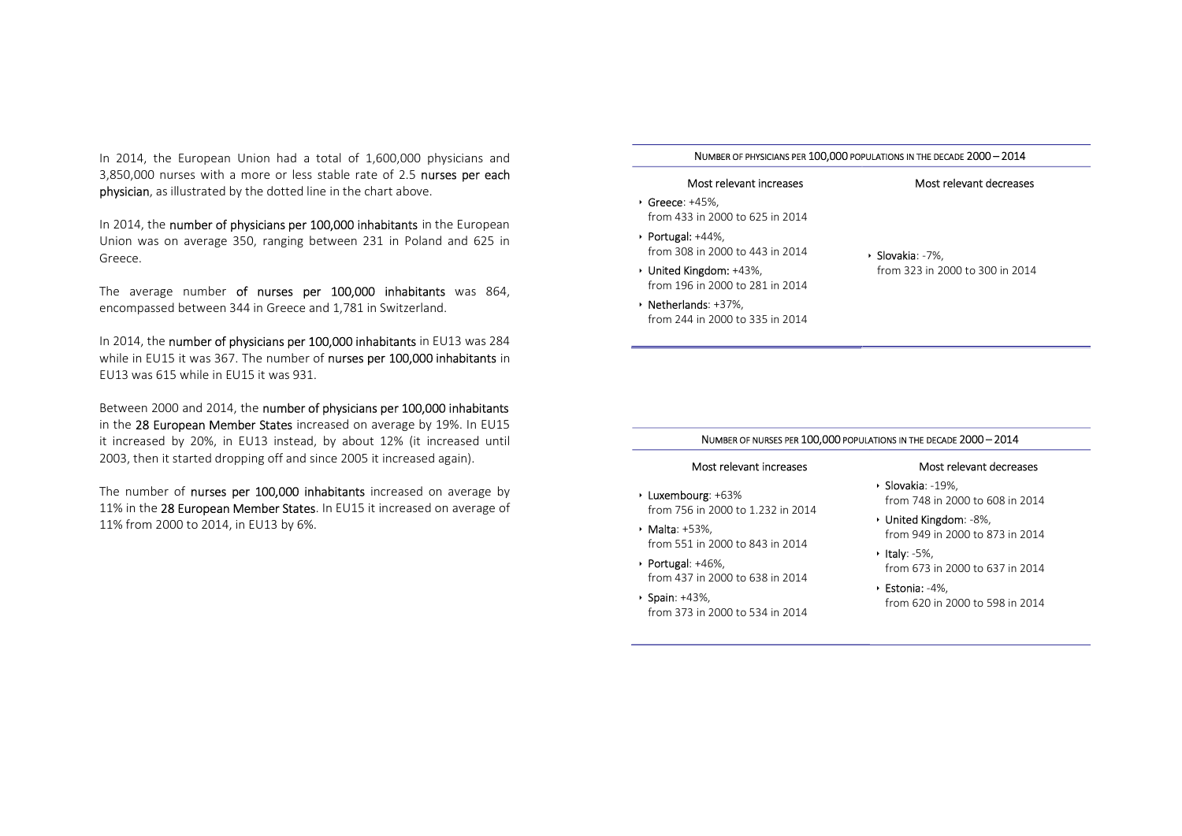In 2014, the European Union had a total of 1,600,000 physicians and 3,850,000 nurses with a more or less stable rate of 2.5 nurses per each physician, as illustrated by the dotted line in the chart above.

In 2014, the number of physicians per 100,000 inhabitants in the European Union was on average 350, ranging between 231 in Poland and 625 in Greece.

The average number of nurses per 100,000 inhabitants was 864, encompassed between 344 in Greece and 1,781 in Switzerland.

In 2014, the number of physicians per 100,000 inhabitants in EU13 was 284 while in EU15 it was 367. The number of nurses per 100,000 inhabitants in EU13 was 615 while in EU15 it was 931.

Between 2000 and 2014, the number of physicians per 100,000 inhabitants in the 28 European Member States increased on average by 19%. In EU15 it increased by 20%, in EU13 instead, by about 12% (it increased until 2003, then it started dropping off and since 2005 it increased again).

The number of nurses per 100,000 inhabitants increased on average by 11% in the 28 European Member States. In EU15 it increased on average of 11% from 2000 to 2014, in EU13 by 6%.

NUMBER OF PHYSICIANS PER 100,000 POPULATIONS IN THE DECADE 2000 – 2014

| Most relevant increases | Most relevant decreases |
| --- | --- |
| Greece: +45%, from 433 in 2000 to 625 in 2014 | Slovakia: -7%, from 323 in 2000 to 300 in 2014 |
| Portugal: +44%, from 308 in 2000 to 443 in 2014 | |
| United Kingdom: +43%, from 196 in 2000 to 281 in 2014 | |
| Netherlands: +37%, from 244 in 2000 to 335 in 2014 | |

NUMBER OF NURSES PER 100,000 POPULATIONS IN THE DECADE 2000 – 2014

| Most relevant increases | Most relevant decreases |
| --- | --- |
| Luxembourg: +63% from 756 in 2000 to 1.232 in 2014 | Slovakia: -19%, from 748 in 2000 to 608 in 2014 |
| Malta: +53%, from 551 in 2000 to 843 in 2014 | United Kingdom: -8%, from 949 in 2000 to 873 in 2014 |
| Portugal: +46%, from 437 in 2000 to 638 in 2014 | Italy: -5%, from 673 in 2000 to 637 in 2014 |
| Spain: +43%, from 373 in 2000 to 534 in 2014 | Estonia: -4%, from 620 in 2000 to 598 in 2014 |